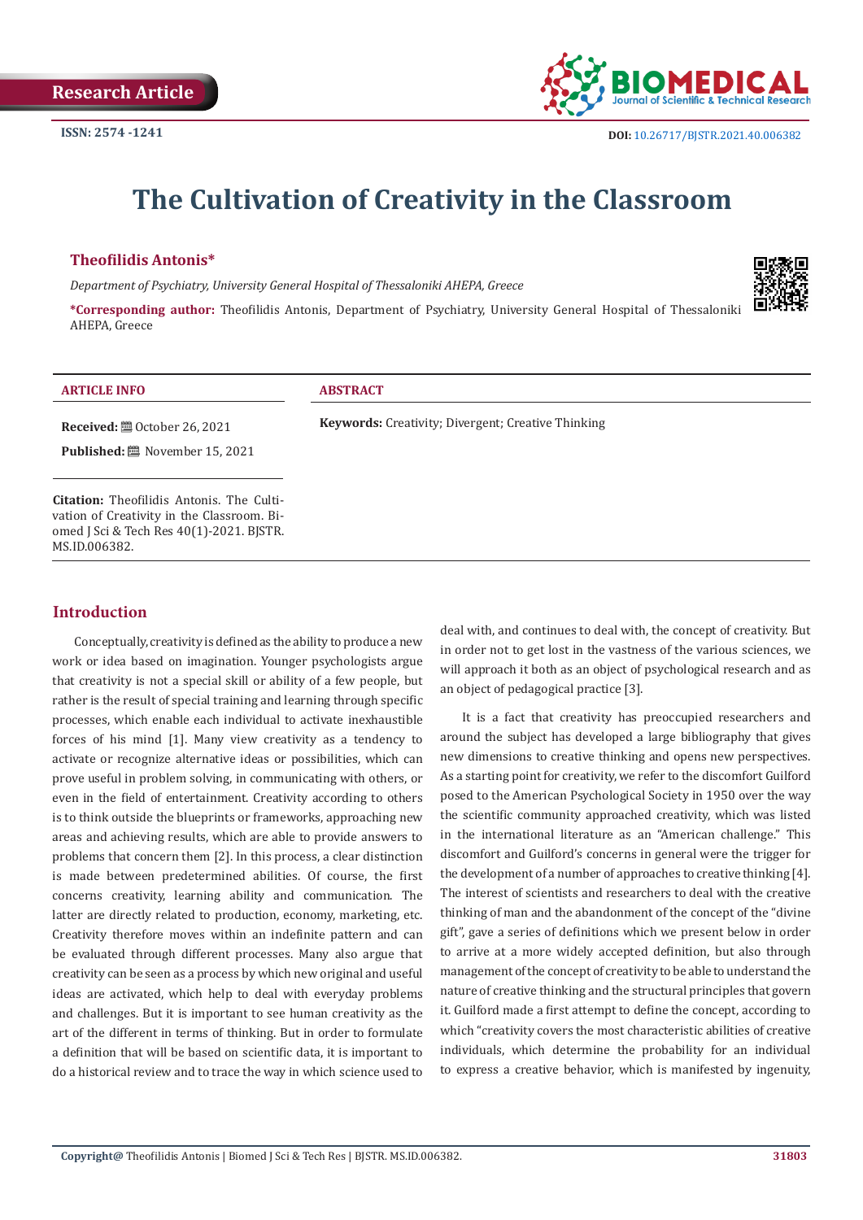Research Article

ISSN: 2574 -1241

DOI: 10.26717/BJSTR.2021.40.006382

# The Cultivation of Creativity in the Classroom

**Theofilidis Antonis***

*Department of Psychiatry, University General Hospital of Thessaloniki AHEPA, Greece*

***Corresponding author:** Theofilidis Antonis, Department of Psychiatry, University General Hospital of Thessaloniki AHEPA, Greece

**ARTICLE INFO**

**Received:** October 26, 2021

**Published:** November 15, 2021

**Citation:** Theofilidis Antonis. The Cultivation of Creativity in the Classroom. Biomed J Sci & Tech Res 40(1)-2021. BJSTR. MS.ID.006382.

**ABSTRACT**

**Keywords:** Creativity; Divergent; Creative Thinking

## Introduction

Conceptually, creativity is defined as the ability to produce a new work or idea based on imagination. Younger psychologists argue that creativity is not a special skill or ability of a few people, but rather is the result of special training and learning through specific processes, which enable each individual to activate inexhaustible forces of his mind [1]. Many view creativity as a tendency to activate or recognize alternative ideas or possibilities, which can prove useful in problem solving, in communicating with others, or even in the field of entertainment. Creativity according to others is to think outside the blueprints or frameworks, approaching new areas and achieving results, which are able to provide answers to problems that concern them [2]. In this process, a clear distinction is made between predetermined abilities. Of course, the first concerns creativity, learning ability and communication. The latter are directly related to production, economy, marketing, etc. Creativity therefore moves within an indefinite pattern and can be evaluated through different processes. Many also argue that creativity can be seen as a process by which new original and useful ideas are activated, which help to deal with everyday problems and challenges. But it is important to see human creativity as the art of the different in terms of thinking. But in order to formulate a definition that will be based on scientific data, it is important to do a historical review and to trace the way in which science used to deal with, and continues to deal with, the concept of creativity. But in order not to get lost in the vastness of the various sciences, we will approach it both as an object of psychological research and as an object of pedagogical practice [3].

It is a fact that creativity has preoccupied researchers and around the subject has developed a large bibliography that gives new dimensions to creative thinking and opens new perspectives. As a starting point for creativity, we refer to the discomfort Guilford posed to the American Psychological Society in 1950 over the way the scientific community approached creativity, which was listed in the international literature as an "American challenge." This discomfort and Guilford's concerns in general were the trigger for the development of a number of approaches to creative thinking [4]. The interest of scientists and researchers to deal with the creative thinking of man and the abandonment of the concept of the "divine gift", gave a series of definitions which we present below in order to arrive at a more widely accepted definition, but also through management of the concept of creativity to be able to understand the nature of creative thinking and the structural principles that govern it. Guilford made a first attempt to define the concept, according to which "creativity covers the most characteristic abilities of creative individuals, which determine the probability for an individual to express a creative behavior, which is manifested by ingenuity,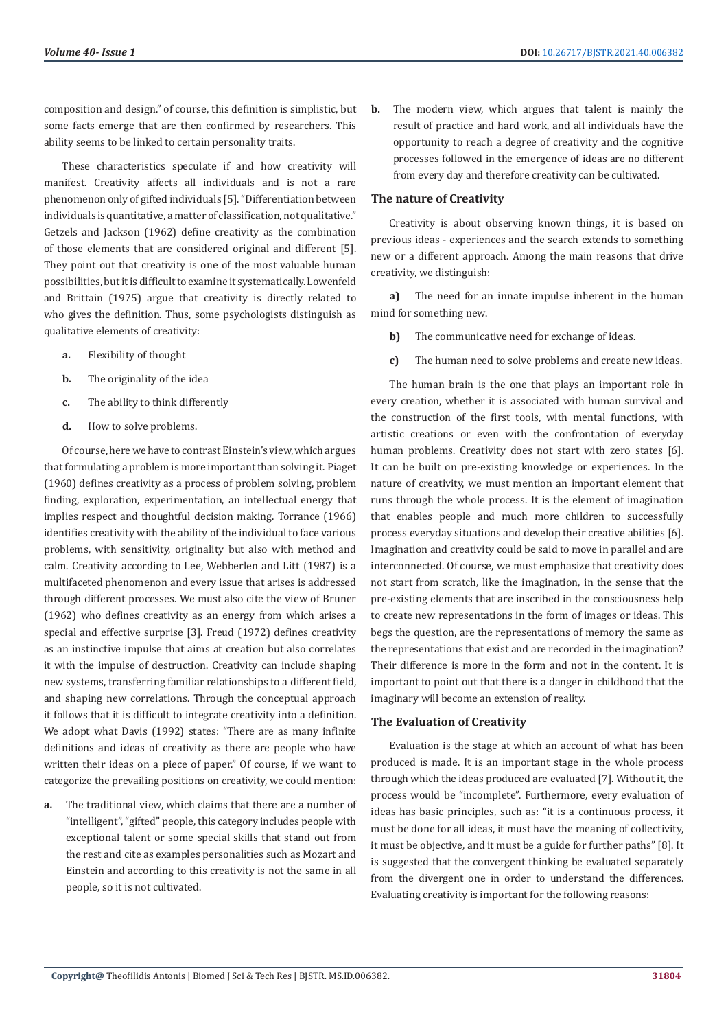composition and design." of course, this definition is simplistic, but some facts emerge that are then confirmed by researchers. This ability seems to be linked to certain personality traits.

These characteristics speculate if and how creativity will manifest. Creativity affects all individuals and is not a rare phenomenon only of gifted individuals [5]. "Differentiation between individuals is quantitative, a matter of classification, not qualitative." Getzels and Jackson (1962) define creativity as the combination of those elements that are considered original and different [5]. They point out that creativity is one of the most valuable human possibilities, but it is difficult to examine it systematically. Lowenfeld and Brittain (1975) argue that creativity is directly related to who gives the definition. Thus, some psychologists distinguish as qualitative elements of creativity:

a. Flexibility of thought
b. The originality of the idea
c. The ability to think differently
d. How to solve problems.

Of course, here we have to contrast Einstein's view, which argues that formulating a problem is more important than solving it. Piaget (1960) defines creativity as a process of problem solving, problem finding, exploration, experimentation, an intellectual energy that implies respect and thoughtful decision making. Torrance (1966) identifies creativity with the ability of the individual to face various problems, with sensitivity, originality but also with method and calm. Creativity according to Lee, Webberlen and Litt (1987) is a multifaceted phenomenon and every issue that arises is addressed through different processes. We must also cite the view of Bruner (1962) who defines creativity as an energy from which arises a special and effective surprise [3]. Freud (1972) defines creativity as an instinctive impulse that aims at creation but also correlates it with the impulse of destruction. Creativity can include shaping new systems, transferring familiar relationships to a different field, and shaping new correlations. Through the conceptual approach it follows that it is difficult to integrate creativity into a definition. We adopt what Davis (1992) states: "There are as many infinite definitions and ideas of creativity as there are people who have written their ideas on a piece of paper." Of course, if we want to categorize the prevailing positions on creativity, we could mention:

a. The traditional view, which claims that there are a number of "intelligent", "gifted" people, this category includes people with exceptional talent or some special skills that stand out from the rest and cite as examples personalities such as Mozart and Einstein and according to this creativity is not the same in all people, so it is not cultivated.

b. The modern view, which argues that talent is mainly the result of practice and hard work, and all individuals have the opportunity to reach a degree of creativity and the cognitive processes followed in the emergence of ideas are no different from every day and therefore creativity can be cultivated.

## The nature of Creativity

Creativity is about observing known things, it is based on previous ideas - experiences and the search extends to something new or a different approach. Among the main reasons that drive creativity, we distinguish:

a) The need for an innate impulse inherent in the human mind for something new.

b) The communicative need for exchange of ideas.

c) The human need to solve problems and create new ideas.

The human brain is the one that plays an important role in every creation, whether it is associated with human survival and the construction of the first tools, with mental functions, with artistic creations or even with the confrontation of everyday human problems. Creativity does not start with zero states [6]. It can be built on pre-existing knowledge or experiences. In the nature of creativity, we must mention an important element that runs through the whole process. It is the element of imagination that enables people and much more children to successfully process everyday situations and develop their creative abilities [6]. Imagination and creativity could be said to move in parallel and are interconnected. Of course, we must emphasize that creativity does not start from scratch, like the imagination, in the sense that the pre-existing elements that are inscribed in the consciousness help to create new representations in the form of images or ideas. This begs the question, are the representations of memory the same as the representations that exist and are recorded in the imagination? Their difference is more in the form and not in the content. It is important to point out that there is a danger in childhood that the imaginary will become an extension of reality.

## The Evaluation of Creativity

Evaluation is the stage at which an account of what has been produced is made. It is an important stage in the whole process through which the ideas produced are evaluated [7]. Without it, the process would be "incomplete". Furthermore, every evaluation of ideas has basic principles, such as: "it is a continuous process, it must be done for all ideas, it must have the meaning of collectivity, it must be objective, and it must be a guide for further paths" [8]. It is suggested that the convergent thinking be evaluated separately from the divergent one in order to understand the differences. Evaluating creativity is important for the following reasons: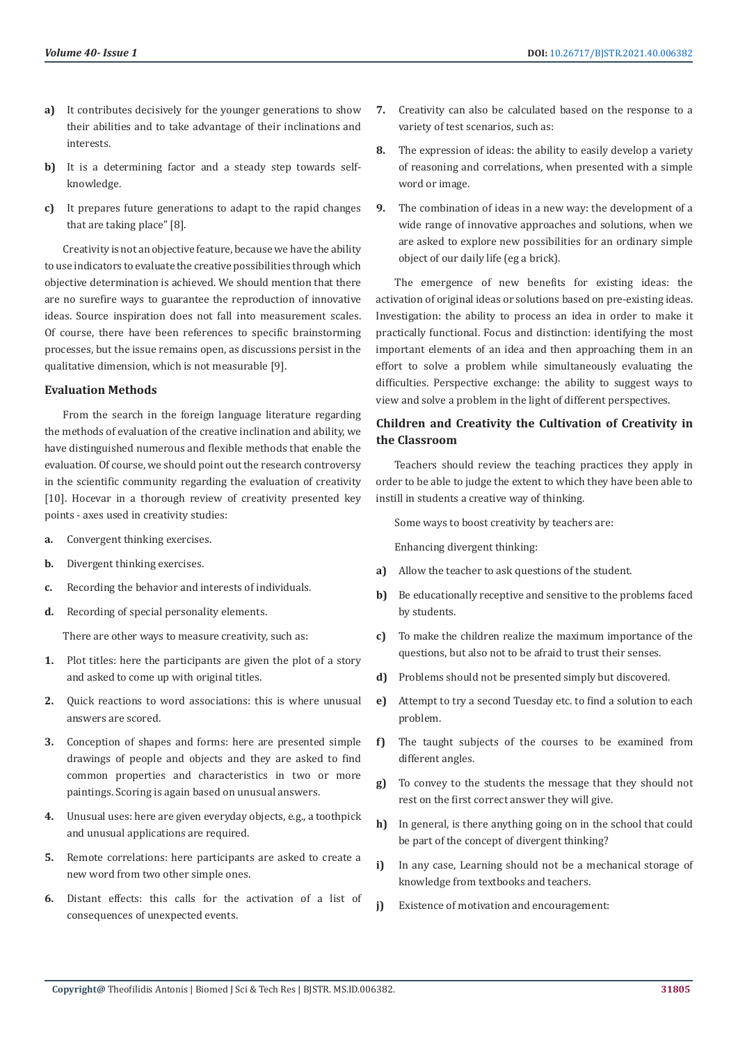a) It contributes decisively for the younger generations to show their abilities and to take advantage of their inclinations and interests.

b) It is a determining factor and a steady step towards self-knowledge.

c) It prepares future generations to adapt to the rapid changes that are taking place" [8].

Creativity is not an objective feature, because we have the ability to use indicators to evaluate the creative possibilities through which objective determination is achieved. We should mention that there are no surefire ways to guarantee the reproduction of innovative ideas. Source inspiration does not fall into measurement scales. Of course, there have been references to specific brainstorming processes, but the issue remains open, as discussions persist in the qualitative dimension, which is not measurable [9].

### Evaluation Methods

From the search in the foreign language literature regarding the methods of evaluation of the creative inclination and ability, we have distinguished numerous and flexible methods that enable the evaluation. Of course, we should point out the research controversy in the scientific community regarding the evaluation of creativity [10]. Hocevar in a thorough review of creativity presented key points - axes used in creativity studies:

a. Convergent thinking exercises.

b. Divergent thinking exercises.

c. Recording the behavior and interests of individuals.

d. Recording of special personality elements.

There are other ways to measure creativity, such as:

1. Plot titles: here the participants are given the plot of a story and asked to come up with original titles.
2. Quick reactions to word associations: this is where unusual answers are scored.
3. Conception of shapes and forms: here are presented simple drawings of people and objects and they are asked to find common properties and characteristics in two or more paintings. Scoring is again based on unusual answers.
4. Unusual uses: here are given everyday objects, e.g., a toothpick and unusual applications are required.
5. Remote correlations: here participants are asked to create a new word from two other simple ones.
6. Distant effects: this calls for the activation of a list of consequences of unexpected events.
7. Creativity can also be calculated based on the response to a variety of test scenarios, such as:
8. The expression of ideas: the ability to easily develop a variety of reasoning and correlations, when presented with a simple word or image.
9. The combination of ideas in a new way: the development of a wide range of innovative approaches and solutions, when we are asked to explore new possibilities for an ordinary simple object of our daily life (eg a brick).

The emergence of new benefits for existing ideas: the activation of original ideas or solutions based on pre-existing ideas. Investigation: the ability to process an idea in order to make it practically functional. Focus and distinction: identifying the most important elements of an idea and then approaching them in an effort to solve a problem while simultaneously evaluating the difficulties. Perspective exchange: the ability to suggest ways to view and solve a problem in the light of different perspectives.

### Children and Creativity the Cultivation of Creativity in the Classroom

Teachers should review the teaching practices they apply in order to be able to judge the extent to which they have been able to instill in students a creative way of thinking.

Some ways to boost creativity by teachers are:

Enhancing divergent thinking:

a) Allow the teacher to ask questions of the student.

b) Be educationally receptive and sensitive to the problems faced by students.

c) To make the children realize the maximum importance of the questions, but also not to be afraid to trust their senses.

d) Problems should not be presented simply but discovered.

e) Attempt to try a second Tuesday etc. to find a solution to each problem.

f) The taught subjects of the courses to be examined from different angles.

g) To convey to the students the message that they should not rest on the first correct answer they will give.

h) In general, is there anything going on in the school that could be part of the concept of divergent thinking?

i) In any case, Learning should not be a mechanical storage of knowledge from textbooks and teachers.

j) Existence of motivation and encouragement: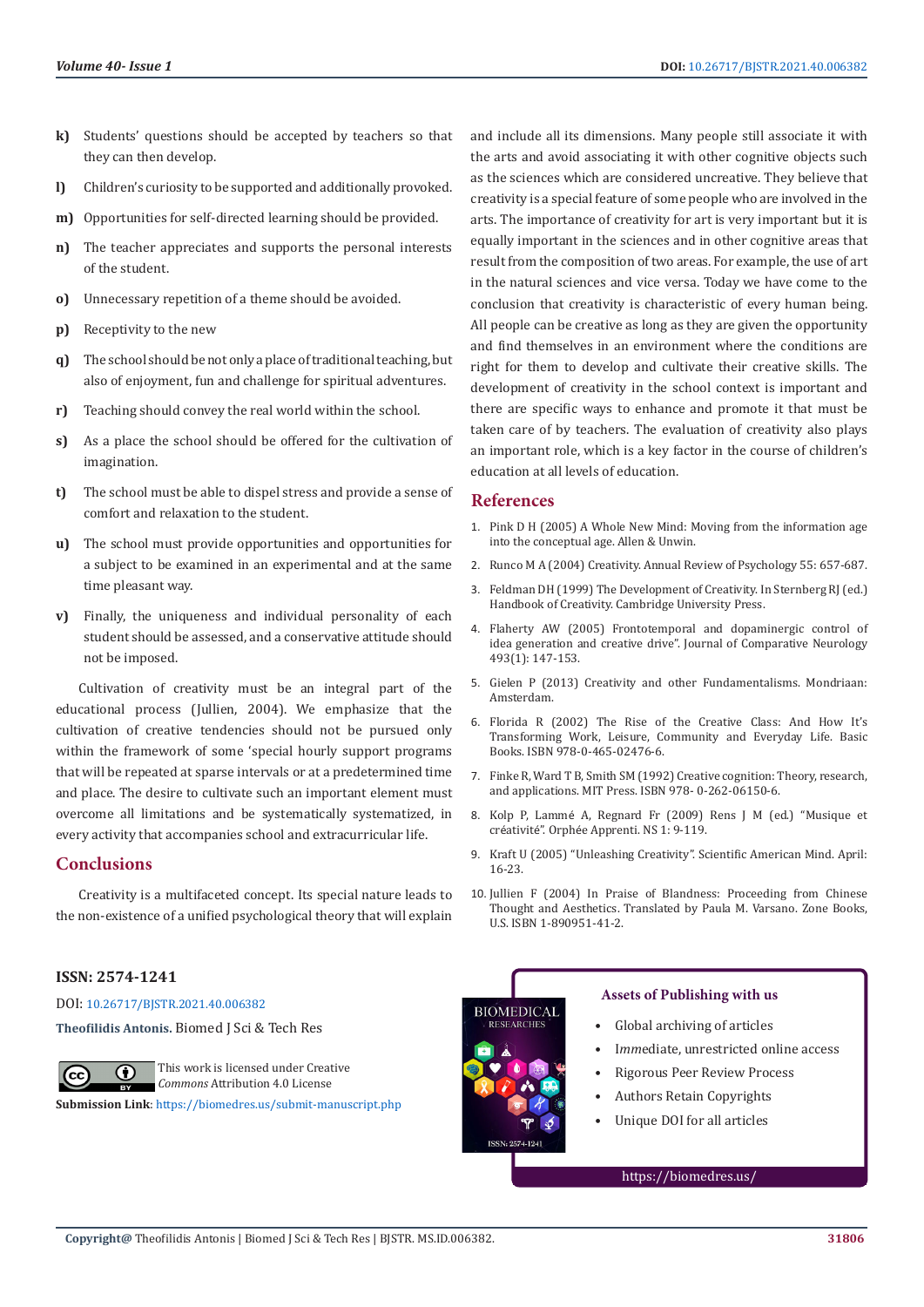- **k)** Students' questions should be accepted by teachers so that they can then develop.
- **l)** Children's curiosity to be supported and additionally provoked.
- **m)** Opportunities for self-directed learning should be provided.
- **n)** The teacher appreciates and supports the personal interests of the student.
- **o)** Unnecessary repetition of a theme should be avoided.
- **p)** Receptivity to the new
- **q)** The school should be not only a place of traditional teaching, but also of enjoyment, fun and challenge for spiritual adventures.
- **r)** Teaching should convey the real world within the school.
- **s)** As a place the school should be offered for the cultivation of imagination.
- **t)** The school must be able to dispel stress and provide a sense of comfort and relaxation to the student.
- **u)** The school must provide opportunities and opportunities for a subject to be examined in an experimental and at the same time pleasant way.
- **v)** Finally, the uniqueness and individual personality of each student should be assessed, and a conservative attitude should not be imposed.

Cultivation of creativity must be an integral part of the educational process (Jullien, 2004). We emphasize that the cultivation of creative tendencies should not be pursued only within the framework of some 'special hourly support programs that will be repeated at sparse intervals or at a predetermined time and place. The desire to cultivate such an important element must overcome all limitations and be systematically systematized, in every activity that accompanies school and extracurricular life.

## Conclusions

Creativity is a multifaceted concept. Its special nature leads to the non-existence of a unified psychological theory that will explain and include all its dimensions. Many people still associate it with the arts and avoid associating it with other cognitive objects such as the sciences which are considered uncreative. They believe that creativity is a special feature of some people who are involved in the arts. The importance of creativity for art is very important but it is equally important in the sciences and in other cognitive areas that result from the composition of two areas. For example, the use of art in the natural sciences and vice versa. Today we have come to the conclusion that creativity is characteristic of every human being. All people can be creative as long as they are given the opportunity and find themselves in an environment where the conditions are right for them to develop and cultivate their creative skills. The development of creativity in the school context is important and there are specific ways to enhance and promote it that must be taken care of by teachers. The evaluation of creativity also plays an important role, which is a key factor in the course of children's education at all levels of education.

## References

1. Pink D H (2005) A Whole New Mind: Moving from the information age into the conceptual age. Allen & Unwin.
2. Runco M A (2004) Creativity. Annual Review of Psychology 55: 657-687.
3. Feldman DH (1999) The Development of Creativity. In Sternberg RJ (ed.) Handbook of Creativity. Cambridge University Press.
4. Flaherty AW (2005) Frontotemporal and dopaminergic control of idea generation and creative drive". Journal of Comparative Neurology 493(1): 147-153.
5. Gielen P (2013) Creativity and other Fundamentalisms. Mondriaan: Amsterdam.
6. Florida R (2002) The Rise of the Creative Class: And How It's Transforming Work, Leisure, Community and Everyday Life. Basic Books. ISBN 978-0-465-02476-6.
7. Finke R, Ward T B, Smith SM (1992) Creative cognition: Theory, research, and applications. MIT Press. ISBN 978- 0-262-06150-6.
8. Kolp P, Lammé A, Regnard Fr (2009) Rens J M (ed.) "Musique et créativité". Orphée Apprenti. NS 1: 9-119.
9. Kraft U (2005) "Unleashing Creativity". Scientific American Mind. April: 16-23.
10. Jullien F (2004) In Praise of Blandness: Proceeding from Chinese Thought and Aesthetics. Translated by Paula M. Varsano. Zone Books, U.S. ISBN 1-890951-41-2.

**ISSN: 2574-1241**

DOI: 10.26717/BJSTR.2021.40.006382

**Theofilidis Antonis.** Biomed J Sci & Tech Res

This work is licensed under Creative *Commons* Attribution 4.0 License

**Submission Link**: https://biomedres.us/submit-manuscript.php

**Assets of Publishing with us**

- Global archiving of articles
- Immediate, unrestricted online access
- Rigorous Peer Review Process
- Authors Retain Copyrights
- Unique DOI for all articles

https://biomedres.us/